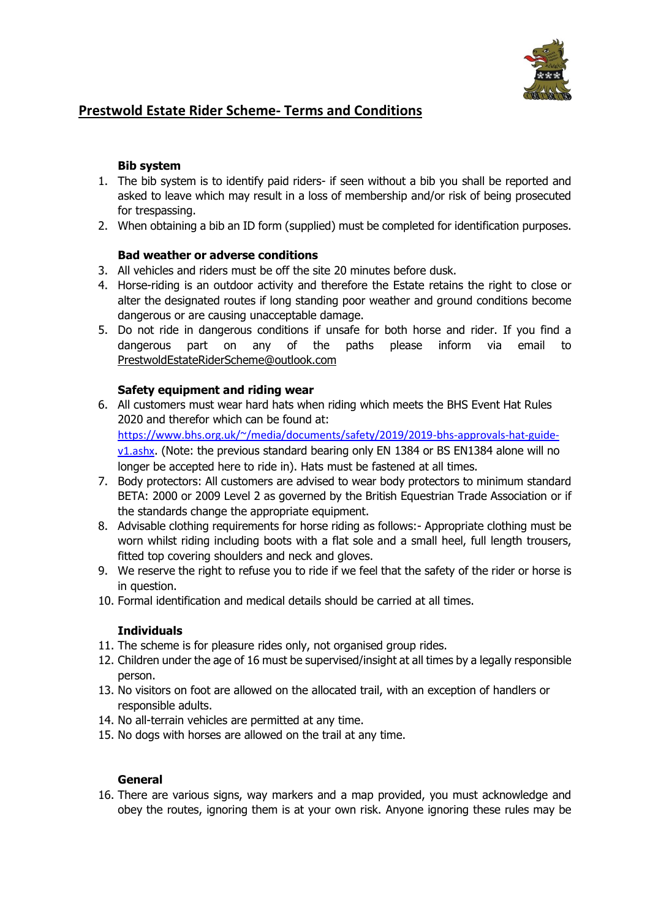# Prestwold Estate Rider Scheme- Terms and Conditions

**Bib system**

1. The bib system is to identify paid riders- if seen without a bib you shall be reported and asked to leave which may result in a loss of membership and/or risk of being prosecuted for trespassing.
2. When obtaining a bib an ID form (supplied) must be completed for identification purposes.

**Bad weather or adverse conditions**

3. All vehicles and riders must be off the site 20 minutes before dusk.
4. Horse-riding is an outdoor activity and therefore the Estate retains the right to close or alter the designated routes if long standing poor weather and ground conditions become dangerous or are causing unacceptable damage.
5. Do not ride in dangerous conditions if unsafe for both horse and rider. If you find a dangerous part on any of the paths please inform via email to PrestwoldEstateRiderScheme@outlook.com

**Safety equipment and riding wear**

6. All customers must wear hard hats when riding which meets the BHS Event Hat Rules 2020 and therefor which can be found at: https://www.bhs.org.uk/~/media/documents/safety/2019/2019-bhs-approvals-hat-guide-v1.ashx. (Note: the previous standard bearing only EN 1384 or BS EN1384 alone will no longer be accepted here to ride in). Hats must be fastened at all times.
7. Body protectors: All customers are advised to wear body protectors to minimum standard BETA: 2000 or 2009 Level 2 as governed by the British Equestrian Trade Association or if the standards change the appropriate equipment.
8. Advisable clothing requirements for horse riding as follows:- Appropriate clothing must be worn whilst riding including boots with a flat sole and a small heel, full length trousers, fitted top covering shoulders and neck and gloves.
9. We reserve the right to refuse you to ride if we feel that the safety of the rider or horse is in question.
10. Formal identification and medical details should be carried at all times.

**Individuals**

11. The scheme is for pleasure rides only, not organised group rides.
12. Children under the age of 16 must be supervised/insight at all times by a legally responsible person.
13. No visitors on foot are allowed on the allocated trail, with an exception of handlers or responsible adults.
14. No all-terrain vehicles are permitted at any time.
15. No dogs with horses are allowed on the trail at any time.

**General**

16. There are various signs, way markers and a map provided, you must acknowledge and obey the routes, ignoring them is at your own risk. Anyone ignoring these rules may be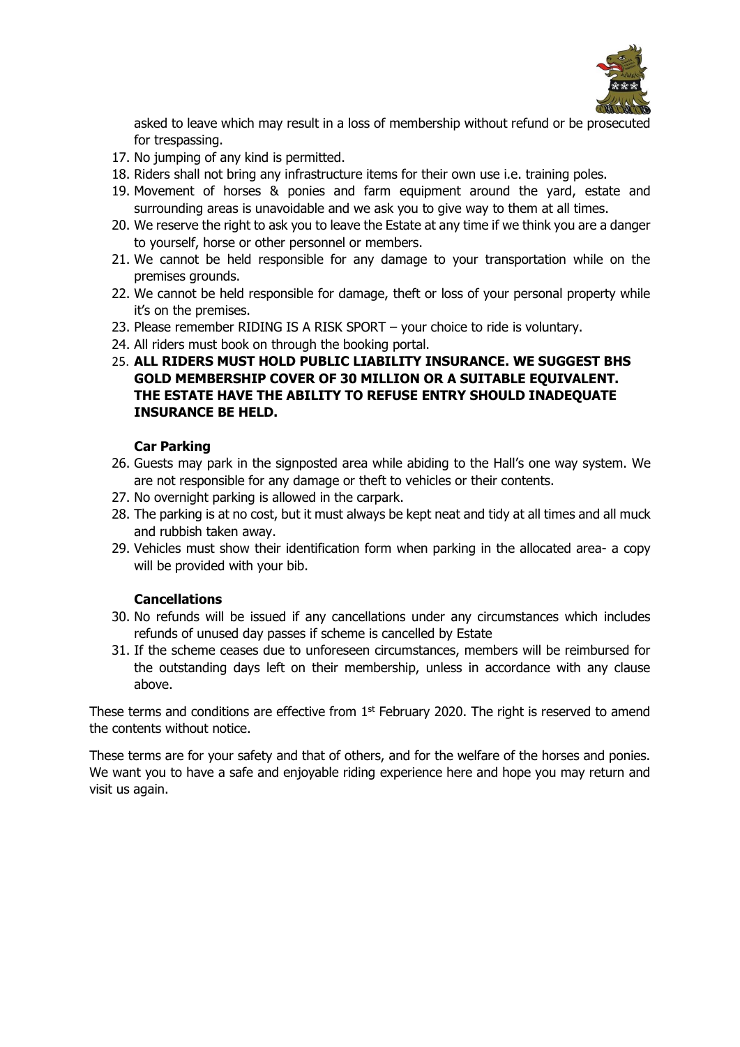asked to leave which may result in a loss of membership without refund or be prosecuted for trespassing.

17. No jumping of any kind is permitted.
18. Riders shall not bring any infrastructure items for their own use i.e. training poles.
19. Movement of horses & ponies and farm equipment around the yard, estate and surrounding areas is unavoidable and we ask you to give way to them at all times.
20. We reserve the right to ask you to leave the Estate at any time if we think you are a danger to yourself, horse or other personnel or members.
21. We cannot be held responsible for any damage to your transportation while on the premises grounds.
22. We cannot be held responsible for damage, theft or loss of your personal property while it's on the premises.
23. Please remember RIDING IS A RISK SPORT – your choice to ride is voluntary.
24. All riders must book on through the booking portal.
25. **ALL RIDERS MUST HOLD PUBLIC LIABILITY INSURANCE. WE SUGGEST BHS GOLD MEMBERSHIP COVER OF 30 MILLION OR A SUITABLE EQUIVALENT. THE ESTATE HAVE THE ABILITY TO REFUSE ENTRY SHOULD INADEQUATE INSURANCE BE HELD.**

**Car Parking**

26. Guests may park in the signposted area while abiding to the Hall's one way system. We are not responsible for any damage or theft to vehicles or their contents.
27. No overnight parking is allowed in the carpark.
28. The parking is at no cost, but it must always be kept neat and tidy at all times and all muck and rubbish taken away.
29. Vehicles must show their identification form when parking in the allocated area- a copy will be provided with your bib.

**Cancellations**

30. No refunds will be issued if any cancellations under any circumstances which includes refunds of unused day passes if scheme is cancelled by Estate
31. If the scheme ceases due to unforeseen circumstances, members will be reimbursed for the outstanding days left on their membership, unless in accordance with any clause above.

These terms and conditions are effective from 1st February 2020. The right is reserved to amend the contents without notice.

These terms are for your safety and that of others, and for the welfare of the horses and ponies. We want you to have a safe and enjoyable riding experience here and hope you may return and visit us again.